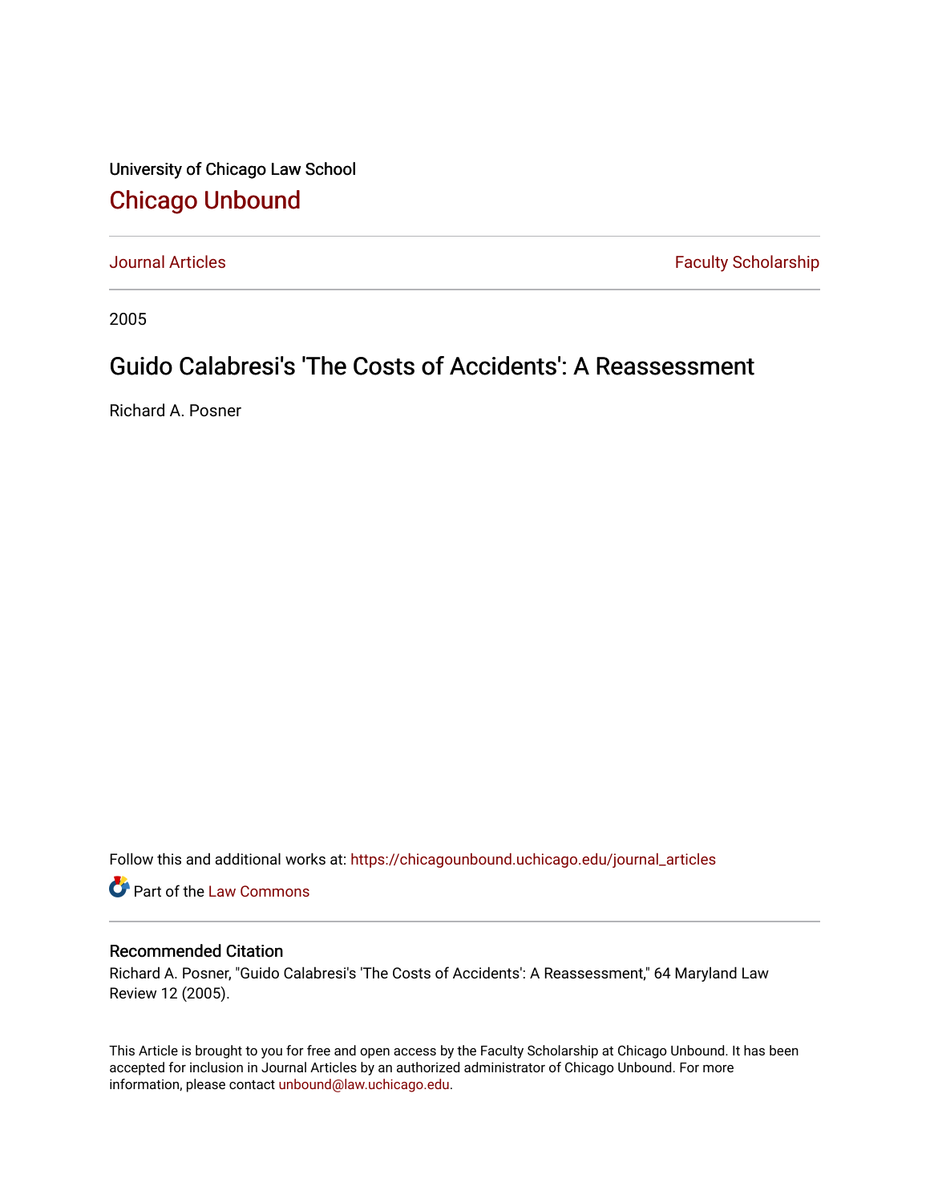University of Chicago Law School

## Chicago Unbound

Journal Articles | Faculty Scholarship

2005

# Guido Calabresi's 'The Costs of Accidents': A Reassessment

Richard A. Posner

Follow this and additional works at: https://chicagounbound.uchicago.edu/journal_articles

Part of the Law Commons

### Recommended Citation

Richard A. Posner, "Guido Calabresi's 'The Costs of Accidents': A Reassessment," 64 Maryland Law Review 12 (2005).

This Article is brought to you for free and open access by the Faculty Scholarship at Chicago Unbound. It has been accepted for inclusion in Journal Articles by an authorized administrator of Chicago Unbound. For more information, please contact unbound@law.uchicago.edu.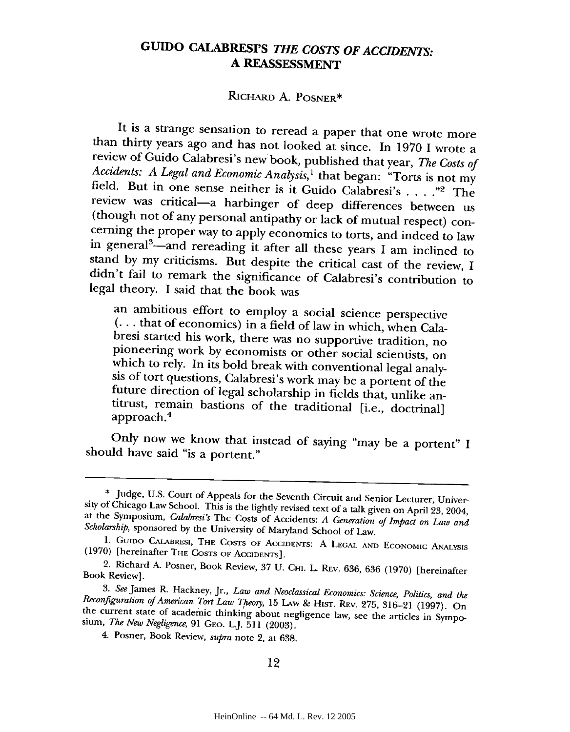# GUIDO CALABRESI'S *THE COSTS OF ACCIDENTS*: A REASSESSMENT

RICHARD A. POSNER*

It is a strange sensation to reread a paper that one wrote more than thirty years ago and has not looked at since. In 1970 I wrote a review of Guido Calabresi's new book, published that year, *The Costs of Accidents: A Legal and Economic Analysis*,[1] that began: "Torts is not my field. But in one sense neither is it Guido Calabresi's . . . ."[2] The review was critical—a harbinger of deep differences between us (though not of any personal antipathy or lack of mutual respect) concerning the proper way to apply economics to torts, and indeed to law in general[3]—and rereading it after all these years I am inclined to stand by my criticisms. But despite the critical cast of the review, I didn't fail to remark the significance of Calabresi's contribution to legal theory. I said that the book was

> an ambitious effort to employ a social science perspective (. . . that of economics) in a field of law in which, when Calabresi started his work, there was no supportive tradition, no pioneering work by economists or other social scientists, on which to rely. In its bold break with conventional legal analysis of tort questions, Calabresi's work may be a portent of the future direction of legal scholarship in fields that, unlike antitrust, remain bastions of the traditional [i.e., doctrinal] approach.[4]

Only now we know that instead of saying "may be a portent" I should have said "is a portent."

---

\* Judge, U.S. Court of Appeals for the Seventh Circuit and Senior Lecturer, University of Chicago Law School. This is the lightly revised text of a talk given on April 23, 2004, at the Symposium, *Calabresi's* The Costs of Accidents: *A Generation of Impact on Law and Scholarship*, sponsored by the University of Maryland School of Law.

1. GUIDO CALABRESI, THE COSTS OF ACCIDENTS: A LEGAL AND ECONOMIC ANALYSIS (1970) [hereinafter THE COSTS OF ACCIDENTS].

2. Richard A. Posner, Book Review, 37 U. CHI. L. REV. 636, 636 (1970) [hereinafter Book Review].

3. *See* James R. Hackney, Jr., *Law and Neoclassical Economics: Science, Politics, and the Reconfiguration of American Tort Law Theory*, 15 LAW & HIST. REV. 275, 316–21 (1997). On the current state of academic thinking about negligence law, see the articles in Symposium, *The New Negligence*, 91 GEO. L.J. 511 (2003).

4. Posner, Book Review, *supra* note 2, at 638.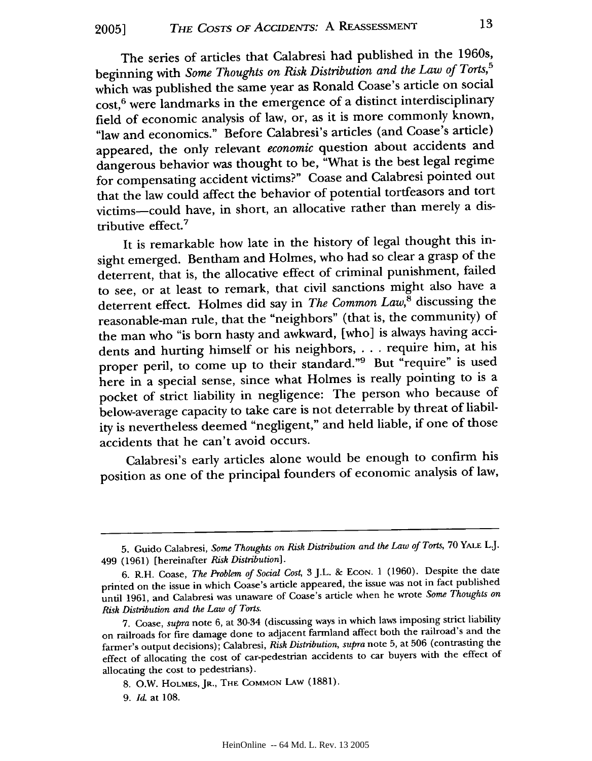The series of articles that Calabresi had published in the 1960s, beginning with *Some Thoughts on Risk Distribution and the Law of Torts,*[5] which was published the same year as Ronald Coase's article on social cost,[6] were landmarks in the emergence of a distinct interdisciplinary field of economic analysis of law, or, as it is more commonly known, "law and economics." Before Calabresi's articles (and Coase's article) appeared, the only relevant *economic* question about accidents and dangerous behavior was thought to be, "What is the best legal regime for compensating accident victims?" Coase and Calabresi pointed out that the law could affect the behavior of potential tortfeasors and tort victims—could have, in short, an allocative rather than merely a distributive effect.[7]

It is remarkable how late in the history of legal thought this insight emerged. Bentham and Holmes, who had so clear a grasp of the deterrent, that is, the allocative effect of criminal punishment, failed to see, or at least to remark, that civil sanctions might also have a deterrent effect. Holmes did say in *The Common Law,*[8] discussing the reasonable-man rule, that the "neighbors" (that is, the community) of the man who "is born hasty and awkward, [who] is always having accidents and hurting himself or his neighbors, . . . require him, at his proper peril, to come up to their standard."[9] But "require" is used here in a special sense, since what Holmes is really pointing to is a pocket of strict liability in negligence: The person who because of below-average capacity to take care is not deterrable by threat of liability is nevertheless deemed "negligent," and held liable, if one of those accidents that he can't avoid occurs.

Calabresi's early articles alone would be enough to confirm his position as one of the principal founders of economic analysis of law,

---

5. Guido Calabresi, *Some Thoughts on Risk Distribution and the Law of Torts,* 70 YALE L.J. 499 (1961) [hereinafter *Risk Distribution*].

6. R.H. Coase, *The Problem of Social Cost,* 3 J.L. & ECON. 1 (1960). Despite the date printed on the issue in which Coase's article appeared, the issue was not in fact published until 1961, and Calabresi was unaware of Coase's article when he wrote *Some Thoughts on Risk Distribution and the Law of Torts.*

7. Coase, *supra* note 6, at 30-34 (discussing ways in which laws imposing strict liability on railroads for fire damage done to adjacent farmland affect both the railroad's and the farmer's output decisions); Calabresi, *Risk Distribution, supra* note 5, at 506 (contrasting the effect of allocating the cost of car-pedestrian accidents to car buyers with the effect of allocating the cost to pedestrians).

8. O.W. HOLMES, JR., THE COMMON LAW (1881).

9. *Id.* at 108.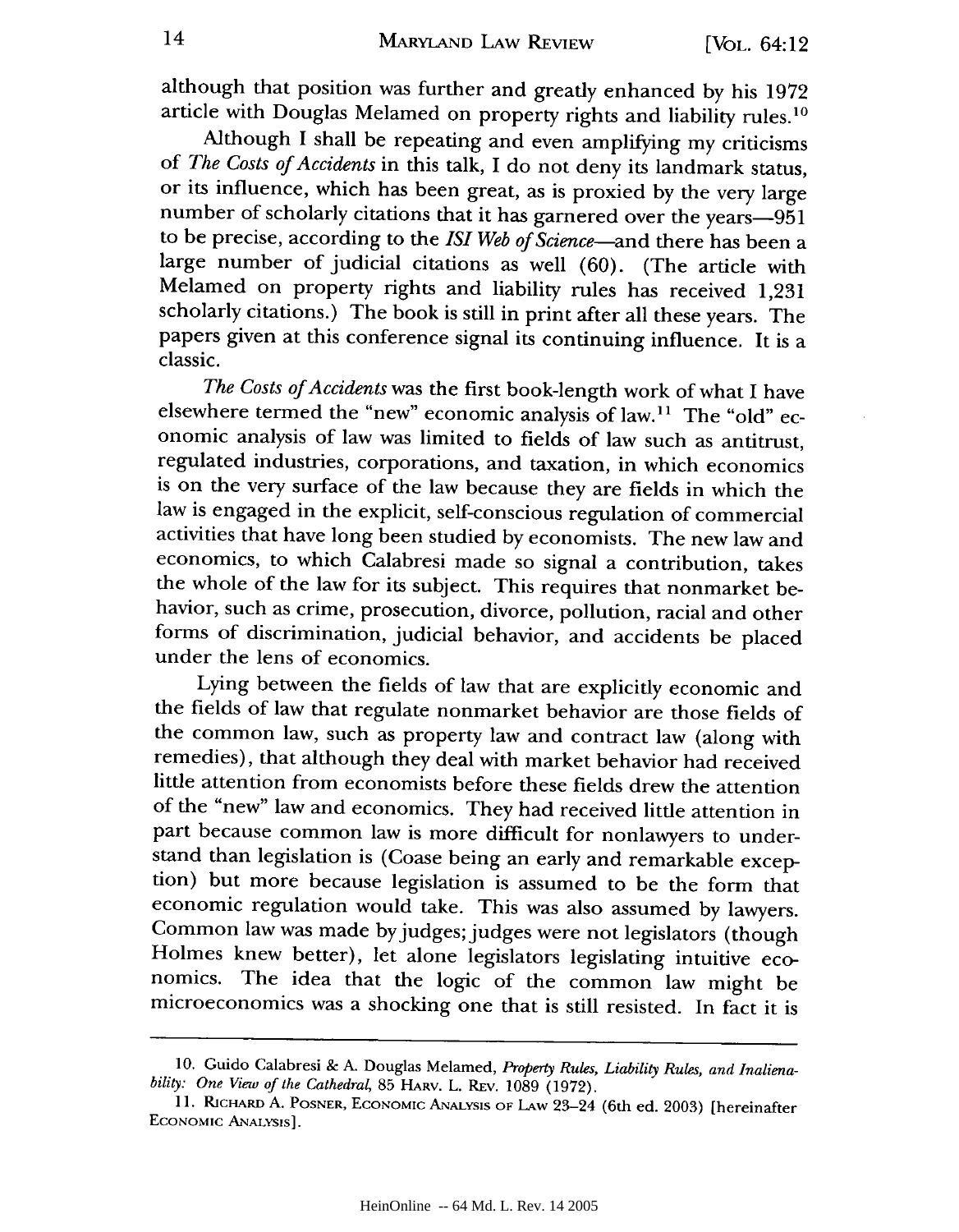although that position was further and greatly enhanced by his 1972 article with Douglas Melamed on property rights and liability rules.[10]

Although I shall be repeating and even amplifying my criticisms of *The Costs of Accidents* in this talk, I do not deny its landmark status, or its influence, which has been great, as is proxied by the very large number of scholarly citations that it has garnered over the years—951 to be precise, according to the *ISI Web of Science*—and there has been a large number of judicial citations as well (60). (The article with Melamed on property rights and liability rules has received 1,231 scholarly citations.) The book is still in print after all these years. The papers given at this conference signal its continuing influence. It is a classic.

*The Costs of Accidents* was the first book-length work of what I have elsewhere termed the "new" economic analysis of law.[11] The "old" economic analysis of law was limited to fields of law such as antitrust, regulated industries, corporations, and taxation, in which economics is on the very surface of the law because they are fields in which the law is engaged in the explicit, self-conscious regulation of commercial activities that have long been studied by economists. The new law and economics, to which Calabresi made so signal a contribution, takes the whole of the law for its subject. This requires that nonmarket behavior, such as crime, prosecution, divorce, pollution, racial and other forms of discrimination, judicial behavior, and accidents be placed under the lens of economics.

Lying between the fields of law that are explicitly economic and the fields of law that regulate nonmarket behavior are those fields of the common law, such as property law and contract law (along with remedies), that although they deal with market behavior had received little attention from economists before these fields drew the attention of the "new" law and economics. They had received little attention in part because common law is more difficult for nonlawyers to understand than legislation is (Coase being an early and remarkable exception) but more because legislation is assumed to be the form that economic regulation would take. This was also assumed by lawyers. Common law was made by judges; judges were not legislators (though Holmes knew better), let alone legislators legislating intuitive economics. The idea that the logic of the common law might be microeconomics was a shocking one that is still resisted. In fact it is

---

10. Guido Calabresi & A. Douglas Melamed, *Property Rules, Liability Rules, and Inalienability: One View of the Cathedral*, 85 HARV. L. REV. 1089 (1972).

11. RICHARD A. POSNER, ECONOMIC ANALYSIS OF LAW 23–24 (6th ed. 2003) [hereinafter ECONOMIC ANALYSIS].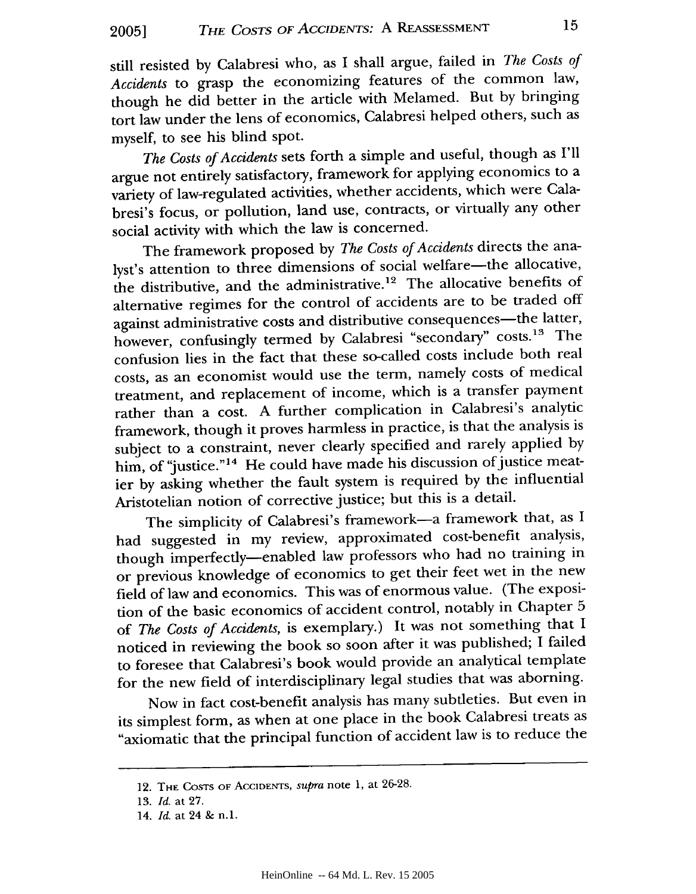still resisted by Calabresi who, as I shall argue, failed in *The Costs of Accidents* to grasp the economizing features of the common law, though he did better in the article with Melamed. But by bringing tort law under the lens of economics, Calabresi helped others, such as myself, to see his blind spot.

*The Costs of Accidents* sets forth a simple and useful, though as I'll argue not entirely satisfactory, framework for applying economics to a variety of law-regulated activities, whether accidents, which were Calabresi's focus, or pollution, land use, contracts, or virtually any other social activity with which the law is concerned.

The framework proposed by *The Costs of Accidents* directs the analyst's attention to three dimensions of social welfare—the allocative, the distributive, and the administrative.[12] The allocative benefits of alternative regimes for the control of accidents are to be traded off against administrative costs and distributive consequences—the latter, however, confusingly termed by Calabresi "secondary" costs.[13] The confusion lies in the fact that these so-called costs include both real costs, as an economist would use the term, namely costs of medical treatment, and replacement of income, which is a transfer payment rather than a cost. A further complication in Calabresi's analytic framework, though it proves harmless in practice, is that the analysis is subject to a constraint, never clearly specified and rarely applied by him, of "justice."[14] He could have made his discussion of justice meatier by asking whether the fault system is required by the influential Aristotelian notion of corrective justice; but this is a detail.

The simplicity of Calabresi's framework—a framework that, as I had suggested in my review, approximated cost-benefit analysis, though imperfectly—enabled law professors who had no training in or previous knowledge of economics to get their feet wet in the new field of law and economics. This was of enormous value. (The exposition of the basic economics of accident control, notably in Chapter 5 of *The Costs of Accidents*, is exemplary.) It was not something that I noticed in reviewing the book so soon after it was published; I failed to foresee that Calabresi's book would provide an analytical template for the new field of interdisciplinary legal studies that was aborning.

Now in fact cost-benefit analysis has many subtleties. But even in its simplest form, as when at one place in the book Calabresi treats as "axiomatic that the principal function of accident law is to reduce the

---

12. THE COSTS OF ACCIDENTS, *supra* note 1, at 26-28.

13. *Id.* at 27.

14. *Id.* at 24 & n.1.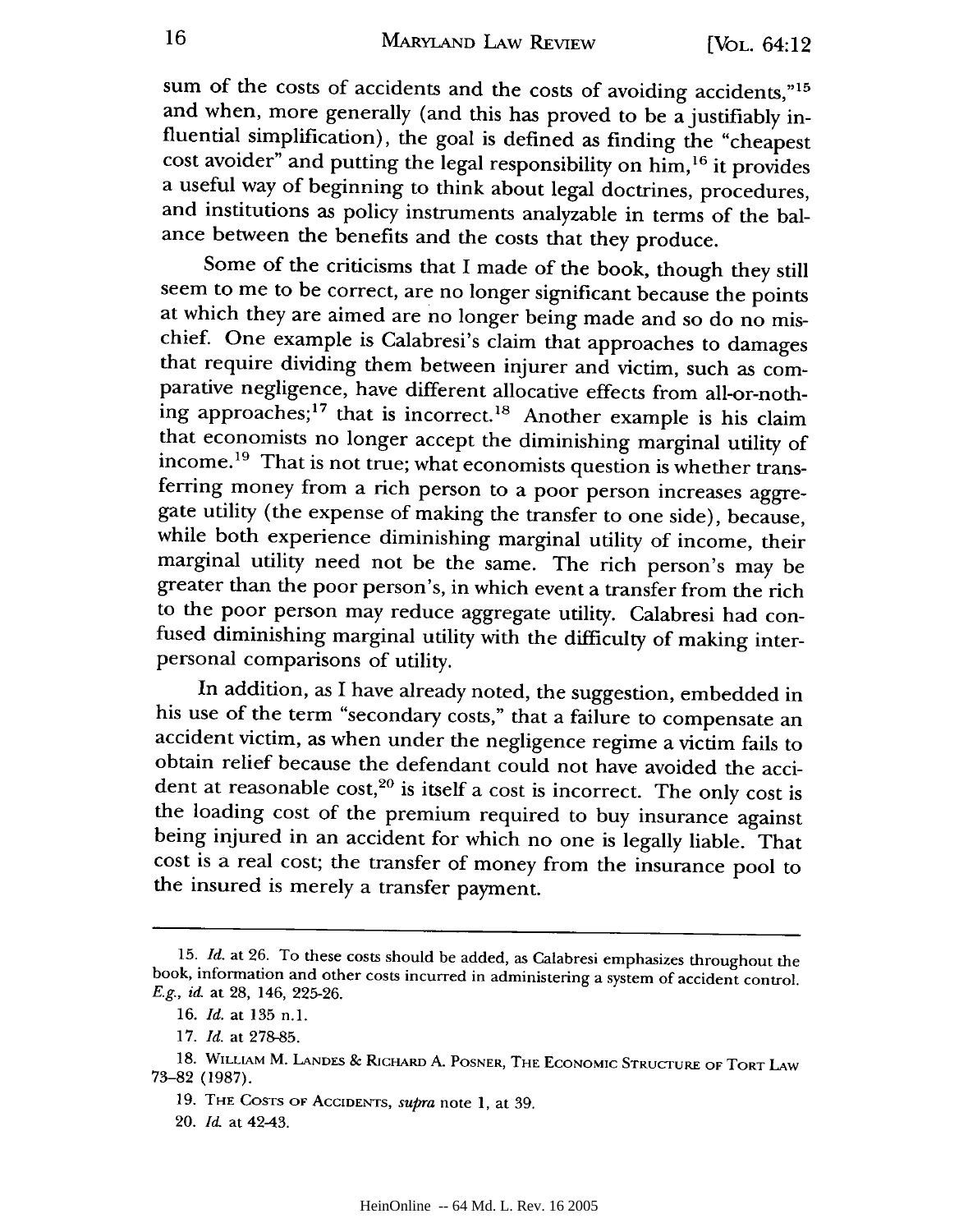sum of the costs of accidents and the costs of avoiding accidents,"[15] and when, more generally (and this has proved to be a justifiably influential simplification), the goal is defined as finding the "cheapest cost avoider" and putting the legal responsibility on him,[16] it provides a useful way of beginning to think about legal doctrines, procedures, and institutions as policy instruments analyzable in terms of the balance between the benefits and the costs that they produce.

Some of the criticisms that I made of the book, though they still seem to me to be correct, are no longer significant because the points at which they are aimed are no longer being made and so do no mischief. One example is Calabresi's claim that approaches to damages that require dividing them between injurer and victim, such as comparative negligence, have different allocative effects from all-or-nothing approaches;[17] that is incorrect.[18] Another example is his claim that economists no longer accept the diminishing marginal utility of income.[19] That is not true; what economists question is whether transferring money from a rich person to a poor person increases aggregate utility (the expense of making the transfer to one side), because, while both experience diminishing marginal utility of income, their marginal utility need not be the same. The rich person's may be greater than the poor person's, in which event a transfer from the rich to the poor person may reduce aggregate utility. Calabresi had confused diminishing marginal utility with the difficulty of making interpersonal comparisons of utility.

In addition, as I have already noted, the suggestion, embedded in his use of the term "secondary costs," that a failure to compensate an accident victim, as when under the negligence regime a victim fails to obtain relief because the defendant could not have avoided the accident at reasonable cost,[20] is itself a cost is incorrect. The only cost is the loading cost of the premium required to buy insurance against being injured in an accident for which no one is legally liable. That cost is a real cost; the transfer of money from the insurance pool to the insured is merely a transfer payment.

---

15. *Id.* at 26. To these costs should be added, as Calabresi emphasizes throughout the book, information and other costs incurred in administering a system of accident control. *E.g.*, *id.* at 28, 146, 225-26.

16. *Id.* at 135 n.1.

17. *Id.* at 278-85.

18. William M. Landes & Richard A. Posner, The Economic Structure of Tort Law 73–82 (1987).

19. The Costs of Accidents, *supra* note 1, at 39.

20. *Id.* at 42-43.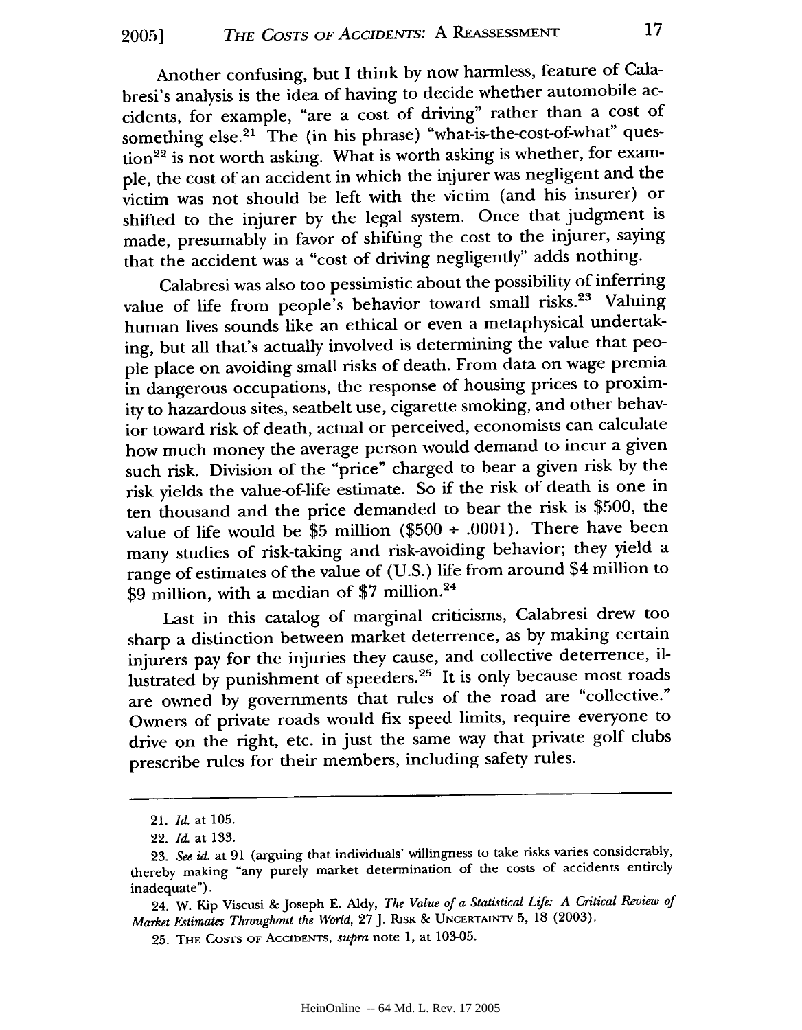Another confusing, but I think by now harmless, feature of Calabresi's analysis is the idea of having to decide whether automobile accidents, for example, "are a cost of driving" rather than a cost of something else.[21] The (in his phrase) "what-is-the-cost-of-what" question[22] is not worth asking. What is worth asking is whether, for example, the cost of an accident in which the injurer was negligent and the victim was not should be left with the victim (and his insurer) or shifted to the injurer by the legal system. Once that judgment is made, presumably in favor of shifting the cost to the injurer, saying that the accident was a "cost of driving negligently" adds nothing.

Calabresi was also too pessimistic about the possibility of inferring value of life from people's behavior toward small risks.[23] Valuing human lives sounds like an ethical or even a metaphysical undertaking, but all that's actually involved is determining the value that people place on avoiding small risks of death. From data on wage premia in dangerous occupations, the response of housing prices to proximity to hazardous sites, seatbelt use, cigarette smoking, and other behavior toward risk of death, actual or perceived, economists can calculate how much money the average person would demand to incur a given such risk. Division of the "price" charged to bear a given risk by the risk yields the value-of-life estimate. So if the risk of death is one in ten thousand and the price demanded to bear the risk is \$500, the value of life would be \$5 million (\$500 ÷ .0001). There have been many studies of risk-taking and risk-avoiding behavior; they yield a range of estimates of the value of (U.S.) life from around \$4 million to \$9 million, with a median of \$7 million.[24]

Last in this catalog of marginal criticisms, Calabresi drew too sharp a distinction between market deterrence, as by making certain injurers pay for the injuries they cause, and collective deterrence, illustrated by punishment of speeders.[25] It is only because most roads are owned by governments that rules of the road are "collective." Owners of private roads would fix speed limits, require everyone to drive on the right, etc. in just the same way that private golf clubs prescribe rules for their members, including safety rules.

---

21. *Id.* at 105.

22. *Id.* at 133.

23. *See id.* at 91 (arguing that individuals' willingness to take risks varies considerably, thereby making "any purely market determination of the costs of accidents entirely inadequate").

24. W. Kip Viscusi & Joseph E. Aldy, *The Value of a Statistical Life: A Critical Review of Market Estimates Throughout the World*, 27 J. RISK & UNCERTAINTY 5, 18 (2003).

25. THE COSTS OF ACCIDENTS, *supra* note 1, at 103-05.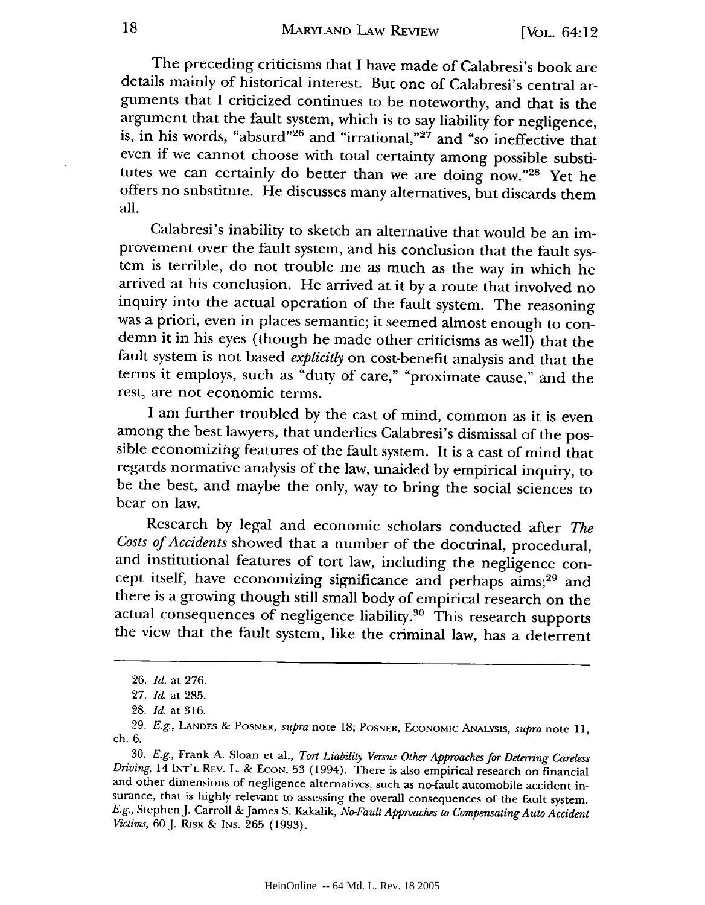The preceding criticisms that I have made of Calabresi's book are details mainly of historical interest. But one of Calabresi's central arguments that I criticized continues to be noteworthy, and that is the argument that the fault system, which is to say liability for negligence, is, in his words, "absurd"[26] and "irrational,"[27] and "so ineffective that even if we cannot choose with total certainty among possible substitutes we can certainly do better than we are doing now."[28] Yet he offers no substitute. He discusses many alternatives, but discards them all.

Calabresi's inability to sketch an alternative that would be an improvement over the fault system, and his conclusion that the fault system is terrible, do not trouble me as much as the way in which he arrived at his conclusion. He arrived at it by a route that involved no inquiry into the actual operation of the fault system. The reasoning was a priori, even in places semantic; it seemed almost enough to condemn it in his eyes (though he made other criticisms as well) that the fault system is not based *explicitly* on cost-benefit analysis and that the terms it employs, such as "duty of care," "proximate cause," and the rest, are not economic terms.

I am further troubled by the cast of mind, common as it is even among the best lawyers, that underlies Calabresi's dismissal of the possible economizing features of the fault system. It is a cast of mind that regards normative analysis of the law, unaided by empirical inquiry, to be the best, and maybe the only, way to bring the social sciences to bear on law.

Research by legal and economic scholars conducted after *The Costs of Accidents* showed that a number of the doctrinal, procedural, and institutional features of tort law, including the negligence concept itself, have economizing significance and perhaps aims;[29] and there is a growing though still small body of empirical research on the actual consequences of negligence liability.[30] This research supports the view that the fault system, like the criminal law, has a deterrent

---

26. *Id.* at 276.

27. *Id.* at 285.

28. *Id.* at 316.

29. *E.g.*, LANDES & POSNER, *supra* note 18; POSNER, ECONOMIC ANALYSIS, *supra* note 11, ch. 6.

30. *E.g.*, Frank A. Sloan et al., *Tort Liability Versus Other Approaches for Deterring Careless Driving*, 14 INT'L REV. L. & ECON. 53 (1994). There is also empirical research on financial and other dimensions of negligence alternatives, such as no-fault automobile accident insurance, that is highly relevant to assessing the overall consequences of the fault system. *E.g.*, Stephen J. Carroll & James S. Kakalik, *No-Fault Approaches to Compensating Auto Accident Victims*, 60 J. RISK & INS. 265 (1993).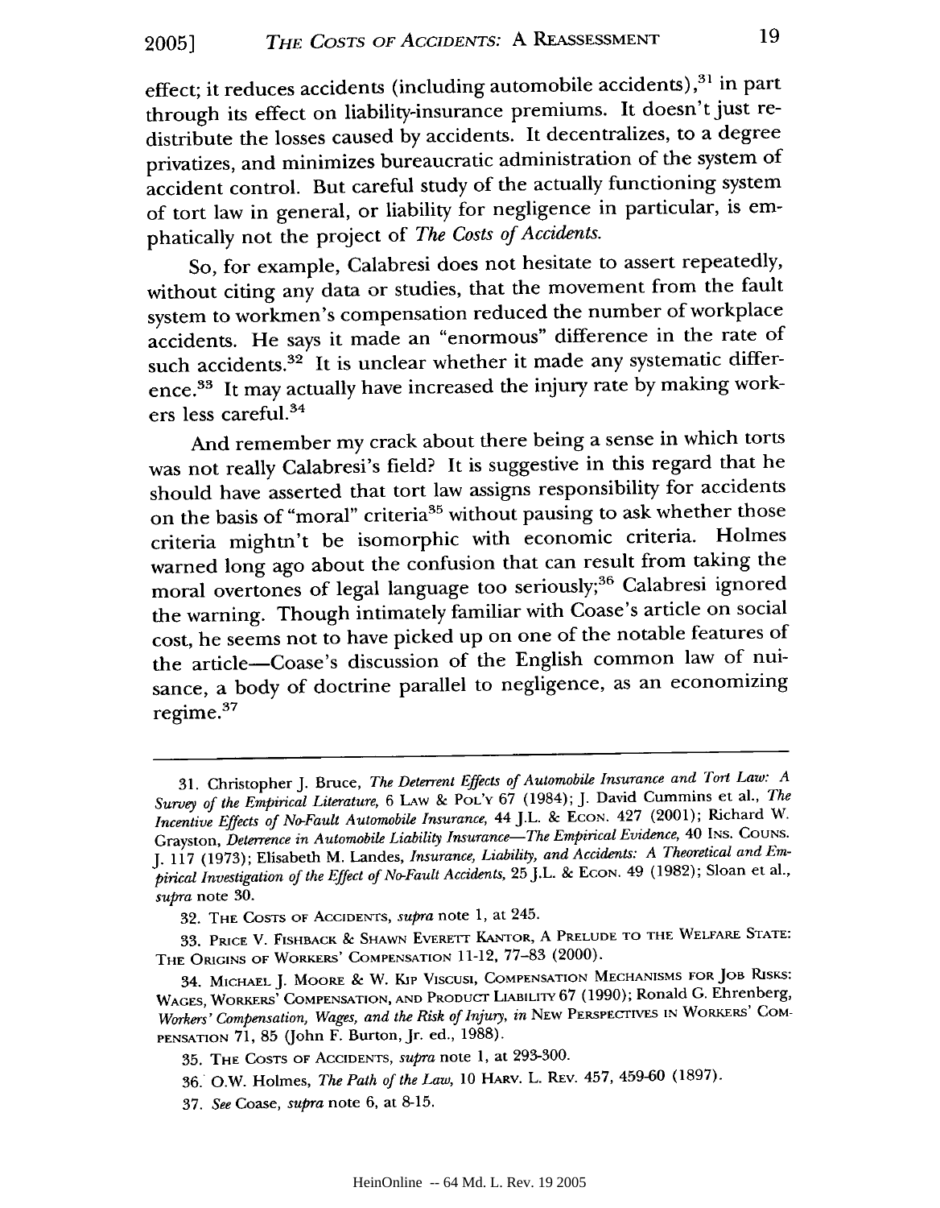effect; it reduces accidents (including automobile accidents),[31] in part through its effect on liability-insurance premiums. It doesn't just redistribute the losses caused by accidents. It decentralizes, to a degree privatizes, and minimizes bureaucratic administration of the system of accident control. But careful study of the actually functioning system of tort law in general, or liability for negligence in particular, is emphatically not the project of *The Costs of Accidents*.

So, for example, Calabresi does not hesitate to assert repeatedly, without citing any data or studies, that the movement from the fault system to workmen's compensation reduced the number of workplace accidents. He says it made an "enormous" difference in the rate of such accidents.[32] It is unclear whether it made any systematic difference.[33] It may actually have increased the injury rate by making workers less careful.[34]

And remember my crack about there being a sense in which torts was not really Calabresi's field? It is suggestive in this regard that he should have asserted that tort law assigns responsibility for accidents on the basis of "moral" criteria[35] without pausing to ask whether those criteria mightn't be isomorphic with economic criteria. Holmes warned long ago about the confusion that can result from taking the moral overtones of legal language too seriously;[36] Calabresi ignored the warning. Though intimately familiar with Coase's article on social cost, he seems not to have picked up on one of the notable features of the article—Coase's discussion of the English common law of nuisance, a body of doctrine parallel to negligence, as an economizing regime.[37]

---

31. Christopher J. Bruce, *The Deterrent Effects of Automobile Insurance and Tort Law: A Survey of the Empirical Literature*, 6 LAW & POL'Y 67 (1984); J. David Cummins et al., *The Incentive Effects of No-Fault Automobile Insurance*, 44 J.L. & ECON. 427 (2001); Richard W. Grayston, *Deterrence in Automobile Liability Insurance—The Empirical Evidence*, 40 INS. COUNS. J. 117 (1973); Elisabeth M. Landes, *Insurance, Liability, and Accidents: A Theoretical and Empirical Investigation of the Effect of No-Fault Accidents*, 25 J.L. & ECON. 49 (1982); Sloan et al., *supra* note 30.

32. THE COSTS OF ACCIDENTS, *supra* note 1, at 245.

33. PRICE V. FISHBACK & SHAWN EVERETT KANTOR, A PRELUDE TO THE WELFARE STATE: THE ORIGINS OF WORKERS' COMPENSATION 11-12, 77–83 (2000).

34. MICHAEL J. MOORE & W. KIP VISCUSI, COMPENSATION MECHANISMS FOR JOB RISKS: WAGES, WORKERS' COMPENSATION, AND PRODUCT LIABILITY 67 (1990); Ronald G. Ehrenberg, *Workers' Compensation, Wages, and the Risk of Injury*, *in* NEW PERSPECTIVES IN WORKERS' COMPENSATION 71, 85 (John F. Burton, Jr. ed., 1988).

35. THE COSTS OF ACCIDENTS, *supra* note 1, at 293-300.

36. O.W. Holmes, *The Path of the Law*, 10 HARV. L. REV. 457, 459-60 (1897).

37. *See* Coase, *supra* note 6, at 8-15.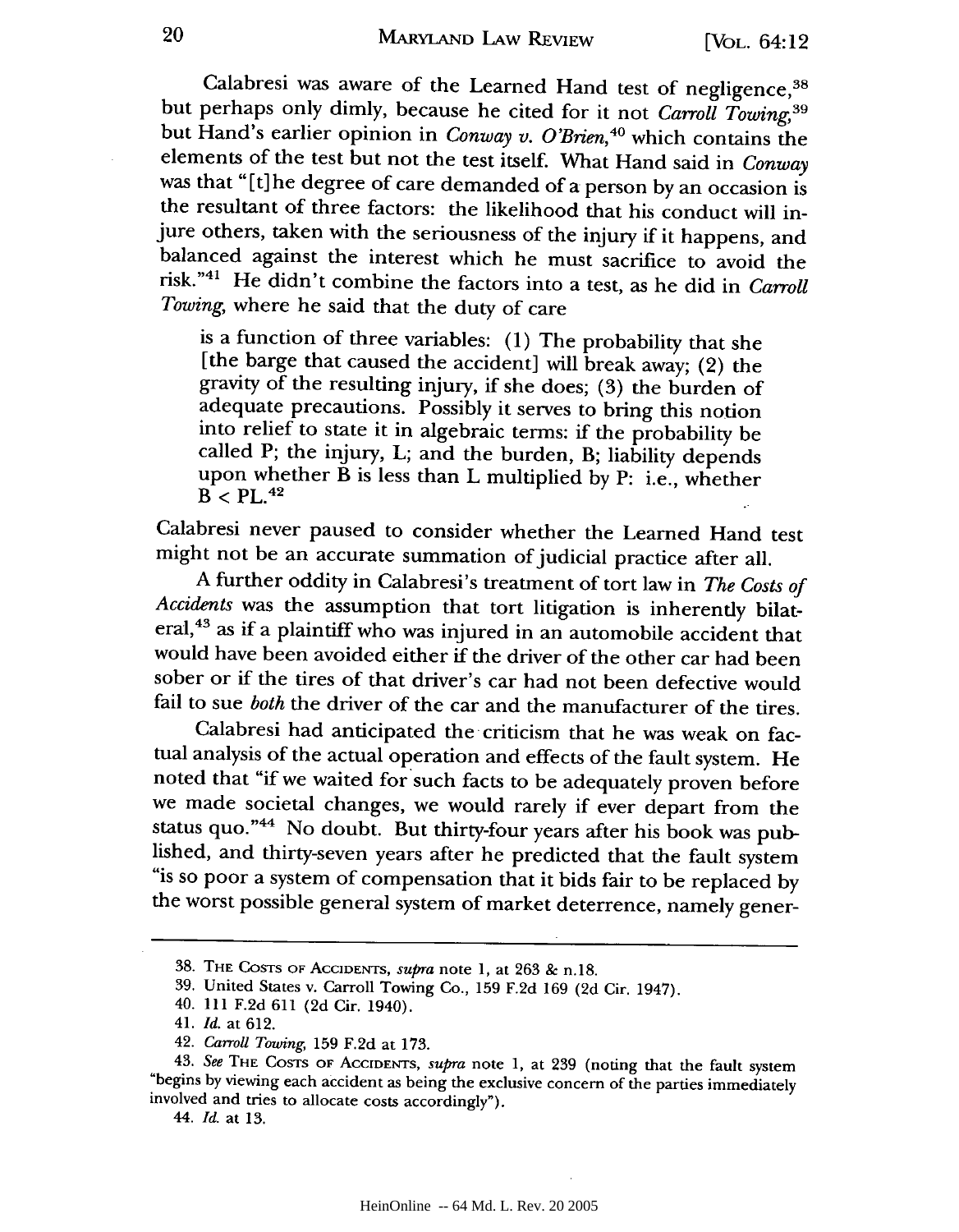Calabresi was aware of the Learned Hand test of negligence,[38] but perhaps only dimly, because he cited for it not *Carroll Towing*,[39] but Hand's earlier opinion in *Conway v. O'Brien*,[40] which contains the elements of the test but not the test itself. What Hand said in *Conway* was that "[t]he degree of care demanded of a person by an occasion is the resultant of three factors: the likelihood that his conduct will injure others, taken with the seriousness of the injury if it happens, and balanced against the interest which he must sacrifice to avoid the risk."[41] He didn't combine the factors into a test, as he did in *Carroll Towing*, where he said that the duty of care

> is a function of three variables: (1) The probability that she [the barge that caused the accident] will break away; (2) the gravity of the resulting injury, if she does; (3) the burden of adequate precautions. Possibly it serves to bring this notion into relief to state it in algebraic terms: if the probability be called P; the injury, L; and the burden, B; liability depends upon whether B is less than L multiplied by P: i.e., whether $B < PL$.[42]

Calabresi never paused to consider whether the Learned Hand test might not be an accurate summation of judicial practice after all.

A further oddity in Calabresi's treatment of tort law in *The Costs of Accidents* was the assumption that tort litigation is inherently bilateral,[43] as if a plaintiff who was injured in an automobile accident that would have been avoided either if the driver of the other car had been sober or if the tires of that driver's car had not been defective would fail to sue *both* the driver of the car and the manufacturer of the tires.

Calabresi had anticipated the criticism that he was weak on factual analysis of the actual operation and effects of the fault system. He noted that "if we waited for such facts to be adequately proven before we made societal changes, we would rarely if ever depart from the status quo."[44] No doubt. But thirty-four years after his book was published, and thirty-seven years after he predicted that the fault system "is so poor a system of compensation that it bids fair to be replaced by the worst possible general system of market deterrence, namely gener-

---

38. THE COSTS OF ACCIDENTS, *supra* note 1, at 263 & n.18.

39. United States v. Carroll Towing Co., 159 F.2d 169 (2d Cir. 1947).

40. 111 F.2d 611 (2d Cir. 1940).

41. *Id.* at 612.

42. *Carroll Towing*, 159 F.2d at 173.

43. *See* THE COSTS OF ACCIDENTS, *supra* note 1, at 239 (noting that the fault system "begins by viewing each accident as being the exclusive concern of the parties immediately involved and tries to allocate costs accordingly").

44. *Id.* at 13.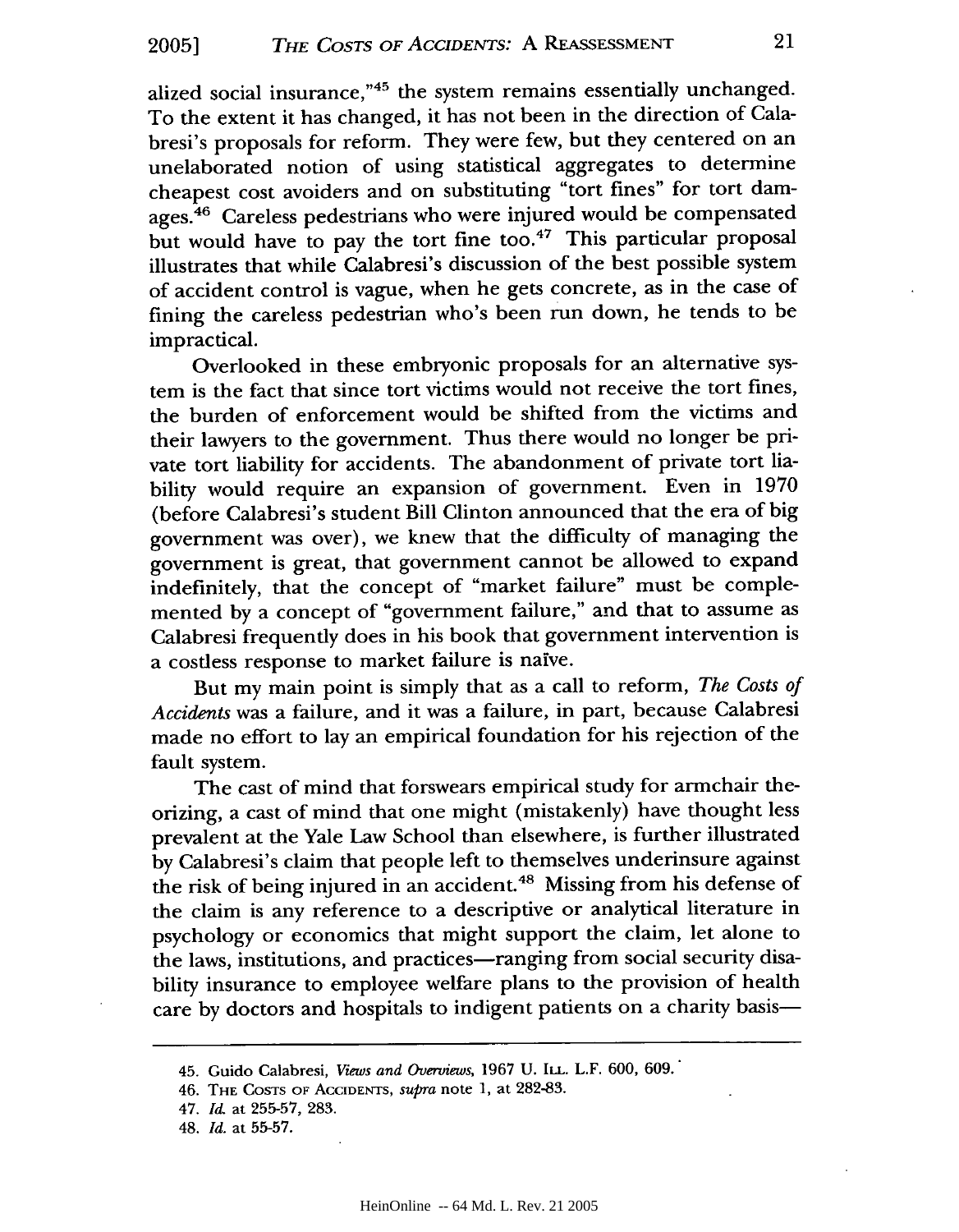alized social insurance,"[45] the system remains essentially unchanged. To the extent it has changed, it has not been in the direction of Calabresi's proposals for reform. They were few, but they centered on an unelaborated notion of using statistical aggregates to determine cheapest cost avoiders and on substituting "tort fines" for tort damages.[46] Careless pedestrians who were injured would be compensated but would have to pay the tort fine too.[47] This particular proposal illustrates that while Calabresi's discussion of the best possible system of accident control is vague, when he gets concrete, as in the case of fining the careless pedestrian who's been run down, he tends to be impractical.

Overlooked in these embryonic proposals for an alternative system is the fact that since tort victims would not receive the tort fines, the burden of enforcement would be shifted from the victims and their lawyers to the government. Thus there would no longer be private tort liability for accidents. The abandonment of private tort liability would require an expansion of government. Even in 1970 (before Calabresi's student Bill Clinton announced that the era of big government was over), we knew that the difficulty of managing the government is great, that government cannot be allowed to expand indefinitely, that the concept of "market failure" must be complemented by a concept of "government failure," and that to assume as Calabresi frequently does in his book that government intervention is a costless response to market failure is naïve.

But my main point is simply that as a call to reform, *The Costs of Accidents* was a failure, and it was a failure, in part, because Calabresi made no effort to lay an empirical foundation for his rejection of the fault system.

The cast of mind that forswears empirical study for armchair theorizing, a cast of mind that one might (mistakenly) have thought less prevalent at the Yale Law School than elsewhere, is further illustrated by Calabresi's claim that people left to themselves underinsure against the risk of being injured in an accident.[48] Missing from his defense of the claim is any reference to a descriptive or analytical literature in psychology or economics that might support the claim, let alone to the laws, institutions, and practices—ranging from social security disability insurance to employee welfare plans to the provision of health care by doctors and hospitals to indigent patients on a charity basis—

---

45. Guido Calabresi, *Views and Overviews*, 1967 U. ILL. L.F. 600, 609.

46. THE COSTS OF ACCIDENTS, *supra* note 1, at 282-83.

47. *Id.* at 255-57, 283.

48. *Id.* at 55-57.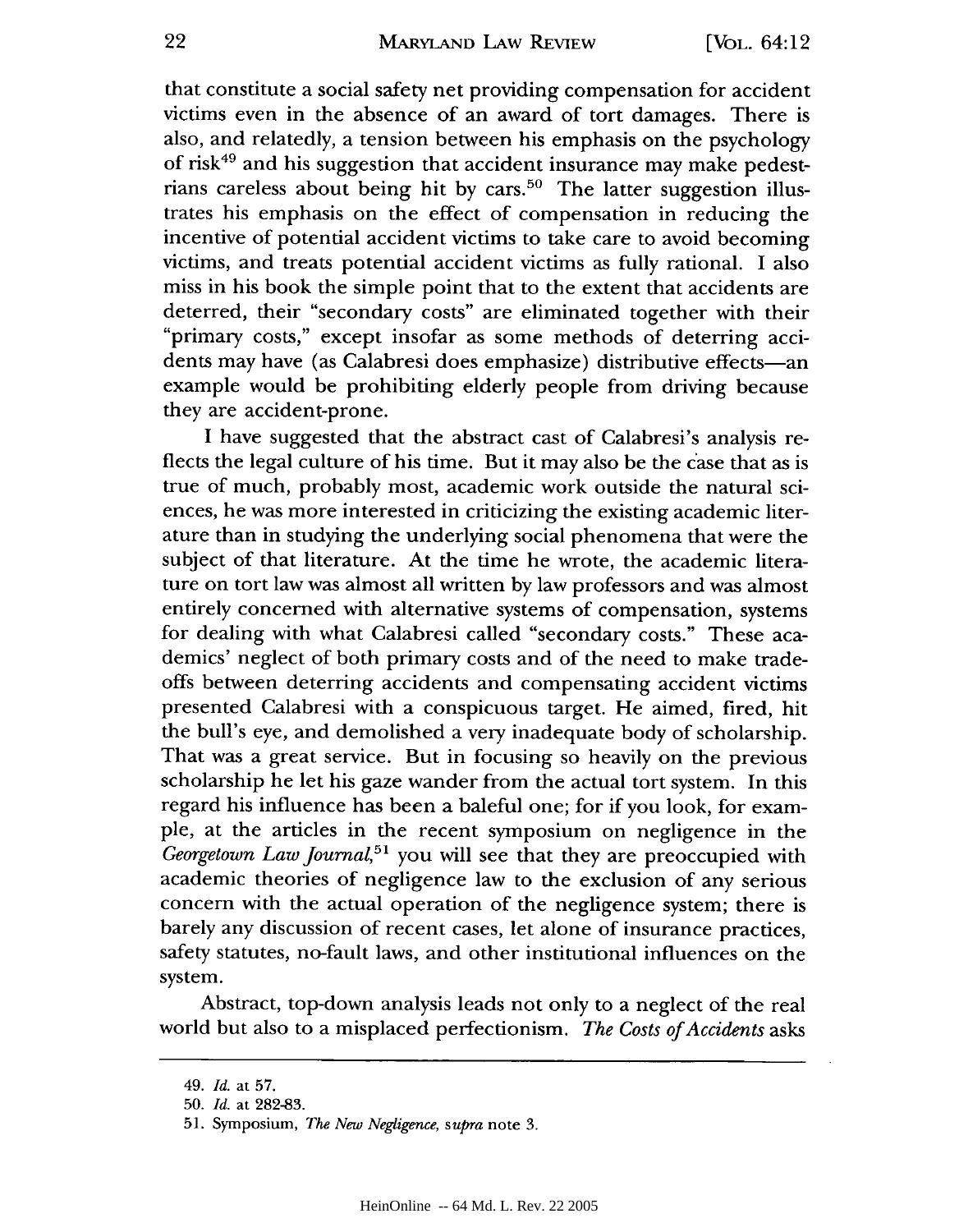that constitute a social safety net providing compensation for accident victims even in the absence of an award of tort damages. There is also, and relatedly, a tension between his emphasis on the psychology of risk[49] and his suggestion that accident insurance may make pedestrians careless about being hit by cars.[50] The latter suggestion illustrates his emphasis on the effect of compensation in reducing the incentive of potential accident victims to take care to avoid becoming victims, and treats potential accident victims as fully rational. I also miss in his book the simple point that to the extent that accidents are deterred, their "secondary costs" are eliminated together with their "primary costs," except insofar as some methods of deterring accidents may have (as Calabresi does emphasize) distributive effects—an example would be prohibiting elderly people from driving because they are accident-prone.

I have suggested that the abstract cast of Calabresi's analysis reflects the legal culture of his time. But it may also be the case that as is true of much, probably most, academic work outside the natural sciences, he was more interested in criticizing the existing academic literature than in studying the underlying social phenomena that were the subject of that literature. At the time he wrote, the academic literature on tort law was almost all written by law professors and was almost entirely concerned with alternative systems of compensation, systems for dealing with what Calabresi called "secondary costs." These academics' neglect of both primary costs and of the need to make trade-offs between deterring accidents and compensating accident victims presented Calabresi with a conspicuous target. He aimed, fired, hit the bull's eye, and demolished a very inadequate body of scholarship. That was a great service. But in focusing so heavily on the previous scholarship he let his gaze wander from the actual tort system. In this regard his influence has been a baleful one; for if you look, for example, at the articles in the recent symposium on negligence in the *Georgetown Law Journal*,[51] you will see that they are preoccupied with academic theories of negligence law to the exclusion of any serious concern with the actual operation of the negligence system; there is barely any discussion of recent cases, let alone of insurance practices, safety statutes, no-fault laws, and other institutional influences on the system.

Abstract, top-down analysis leads not only to a neglect of the real world but also to a misplaced perfectionism. *The Costs of Accidents* asks

---

49. *Id.* at 57.

50. *Id.* at 282-83.

51. Symposium, *The New Negligence*, *supra* note 3.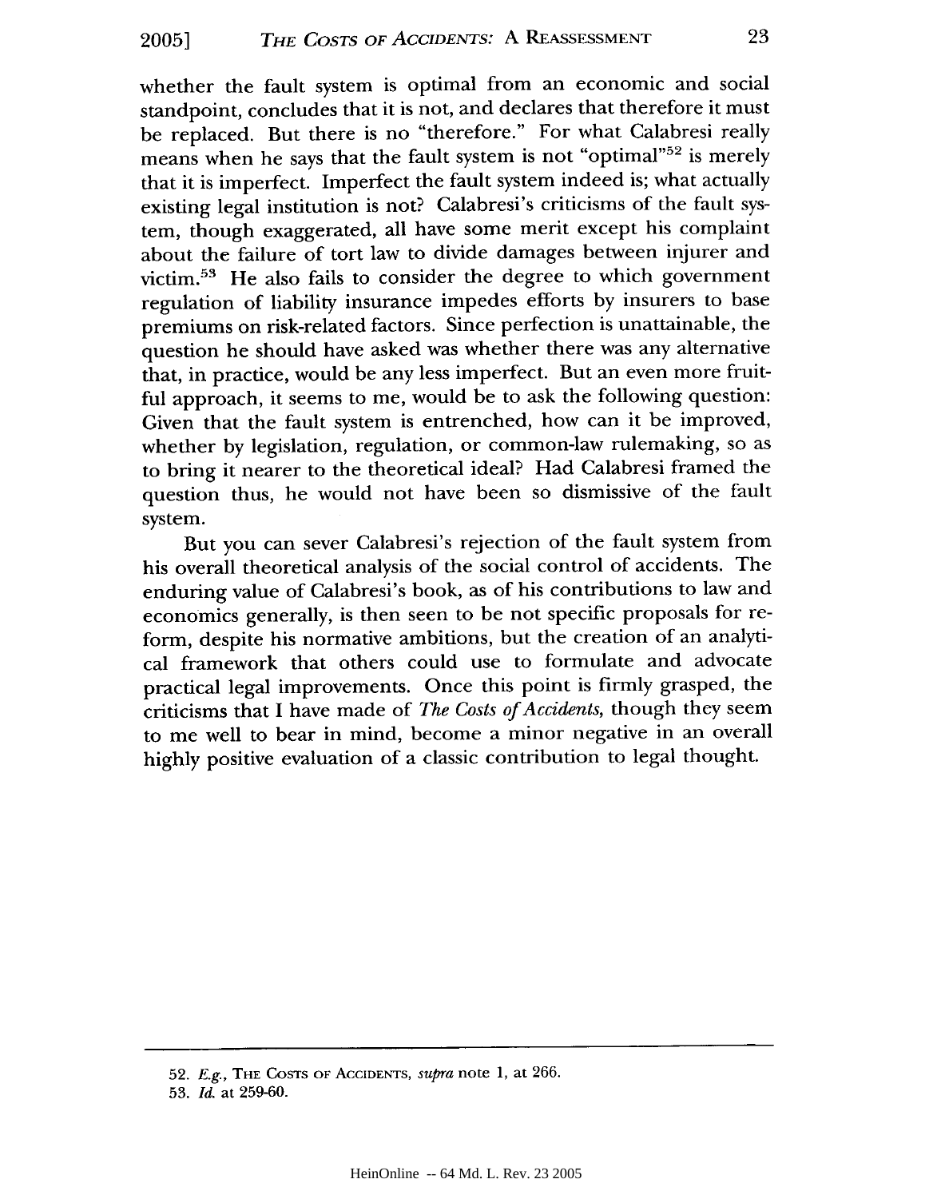whether the fault system is optimal from an economic and social standpoint, concludes that it is not, and declares that therefore it must be replaced. But there is no "therefore." For what Calabresi really means when he says that the fault system is not "optimal"[52] is merely that it is imperfect. Imperfect the fault system indeed is; what actually existing legal institution is not? Calabresi's criticisms of the fault system, though exaggerated, all have some merit except his complaint about the failure of tort law to divide damages between injurer and victim.[53] He also fails to consider the degree to which government regulation of liability insurance impedes efforts by insurers to base premiums on risk-related factors. Since perfection is unattainable, the question he should have asked was whether there was any alternative that, in practice, would be any less imperfect. But an even more fruitful approach, it seems to me, would be to ask the following question: Given that the fault system is entrenched, how can it be improved, whether by legislation, regulation, or common-law rulemaking, so as to bring it nearer to the theoretical ideal? Had Calabresi framed the question thus, he would not have been so dismissive of the fault system.

But you can sever Calabresi's rejection of the fault system from his overall theoretical analysis of the social control of accidents. The enduring value of Calabresi's book, as of his contributions to law and economics generally, is then seen to be not specific proposals for reform, despite his normative ambitions, but the creation of an analytical framework that others could use to formulate and advocate practical legal improvements. Once this point is firmly grasped, the criticisms that I have made of *The Costs of Accidents*, though they seem to me well to bear in mind, become a minor negative in an overall highly positive evaluation of a classic contribution to legal thought.

---

52. *E.g.*, THE COSTS OF ACCIDENTS, *supra* note 1, at 266.

53. *Id.* at 259-60.